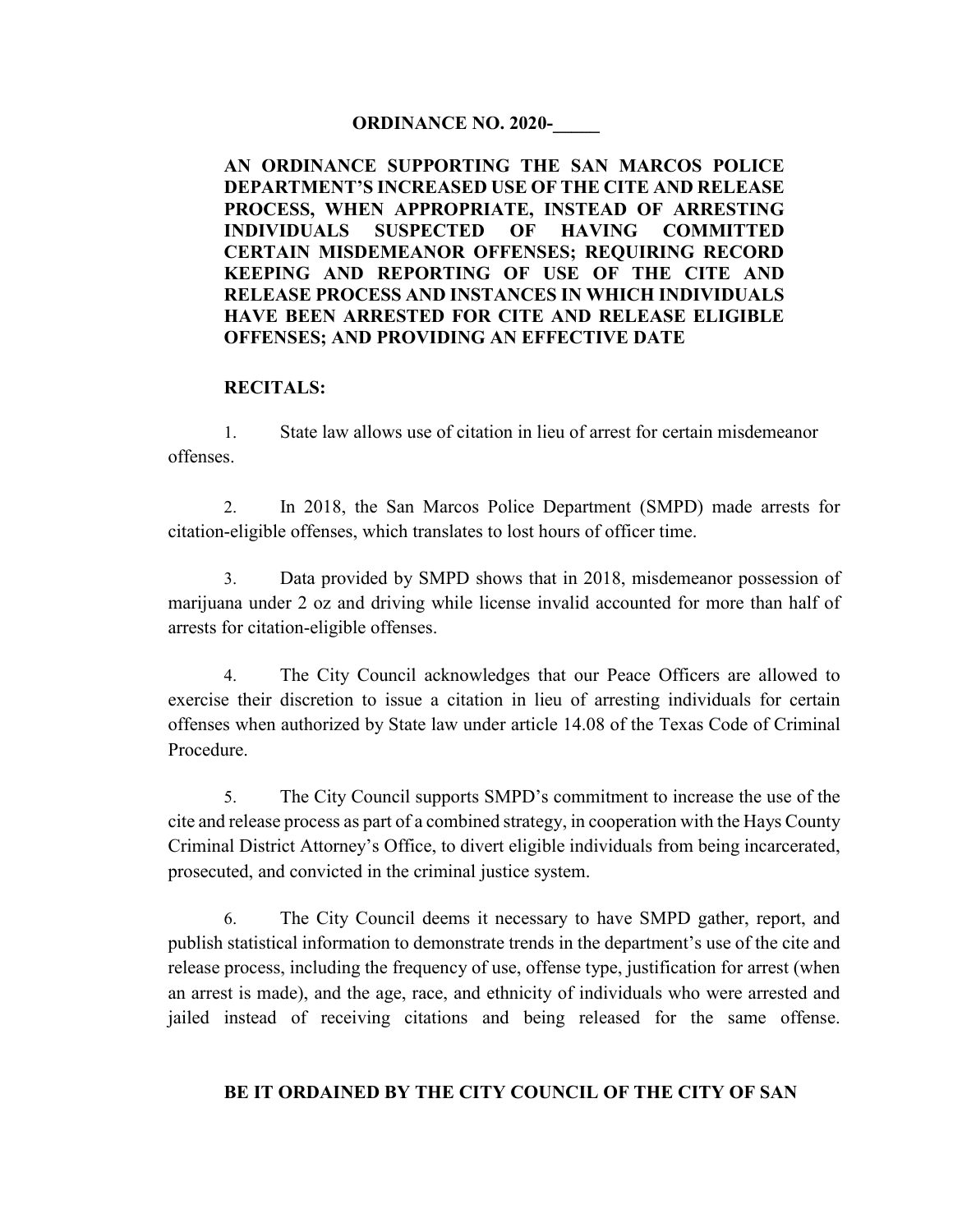**ORDINANCE NO. 2020-\_\_\_\_\_**

**AN ORDINANCE SUPPORTING THE SAN MARCOS POLICE DEPARTMENT'S INCREASED USE OF THE CITE AND RELEASE PROCESS, WHEN APPROPRIATE, INSTEAD OF ARRESTING INDIVIDUALS SUSPECTED OF HAVING COMMITTED CERTAIN MISDEMEANOR OFFENSES; REQUIRING RECORD KEEPING AND REPORTING OF USE OF THE CITE AND RELEASE PROCESS AND INSTANCES IN WHICH INDIVIDUALS HAVE BEEN ARRESTED FOR CITE AND RELEASE ELIGIBLE OFFENSES; AND PROVIDING AN EFFECTIVE DATE**

**RECITALS:**

1. State law allows use of citation in lieu of arrest for certain misdemeanor offenses.

2. In 2018, the San Marcos Police Department (SMPD) made arrests for citation-eligible offenses, which translates to lost hours of officer time.

3. Data provided by SMPD shows that in 2018, misdemeanor possession of marijuana under 2 oz and driving while license invalid accounted for more than half of arrests for citation-eligible offenses.

4. The City Council acknowledges that our Peace Officers are allowed to exercise their discretion to issue a citation in lieu of arresting individuals for certain offenses when authorized by State law under article 14.08 of the Texas Code of Criminal Procedure.

5. The City Council supports SMPD's commitment to increase the use of the cite and release process as part of a combined strategy, in cooperation with the Hays County Criminal District Attorney's Office, to divert eligible individuals from being incarcerated, prosecuted, and convicted in the criminal justice system.

6. The City Council deems it necessary to have SMPD gather, report, and publish statistical information to demonstrate trends in the department's use of the cite and release process, including the frequency of use, offense type, justification for arrest (when an arrest is made), and the age, race, and ethnicity of individuals who were arrested and jailed instead of receiving citations and being released for the same offense.

**BE IT ORDAINED BY THE CITY COUNCIL OF THE CITY OF SAN**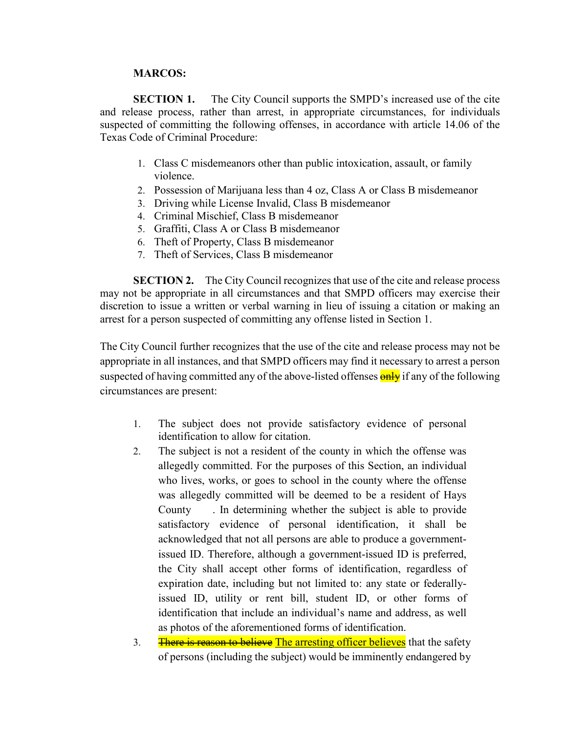**MARCOS:**

**SECTION 1.** The City Council supports the SMPD's increased use of the cite and release process, rather than arrest, in appropriate circumstances, for individuals suspected of committing the following offenses, in accordance with article 14.06 of the Texas Code of Criminal Procedure:

1. Class C misdemeanors other than public intoxication, assault, or family violence.
2. Possession of Marijuana less than 4 oz, Class A or Class B misdemeanor
3. Driving while License Invalid, Class B misdemeanor
4. Criminal Mischief, Class B misdemeanor
5. Graffiti, Class A or Class B misdemeanor
6. Theft of Property, Class B misdemeanor
7. Theft of Services, Class B misdemeanor

**SECTION 2.** The City Council recognizes that use of the cite and release process may not be appropriate in all circumstances and that SMPD officers may exercise their discretion to issue a written or verbal warning in lieu of issuing a citation or making an arrest for a person suspected of committing any offense listed in Section 1.

The City Council further recognizes that the use of the cite and release process may not be appropriate in all instances, and that SMPD officers may find it necessary to arrest a person suspected of having committed any of the above-listed offenses ~~only~~ if any of the following circumstances are present:

1. The subject does not provide satisfactory evidence of personal identification to allow for citation.
2. The subject is not a resident of the county in which the offense was allegedly committed. For the purposes of this Section, an individual who lives, works, or goes to school in the county where the offense was allegedly committed will be deemed to be a resident of Hays County . In determining whether the subject is able to provide satisfactory evidence of personal identification, it shall be acknowledged that not all persons are able to produce a government-issued ID. Therefore, although a government-issued ID is preferred, the City shall accept other forms of identification, regardless of expiration date, including but not limited to: any state or federally-issued ID, utility or rent bill, student ID, or other forms of identification that include an individual's name and address, as well as photos of the aforementioned forms of identification.
3. ~~There is reason to believe~~ <u>The arresting officer believes</u> that the safety of persons (including the subject) would be imminently endangered by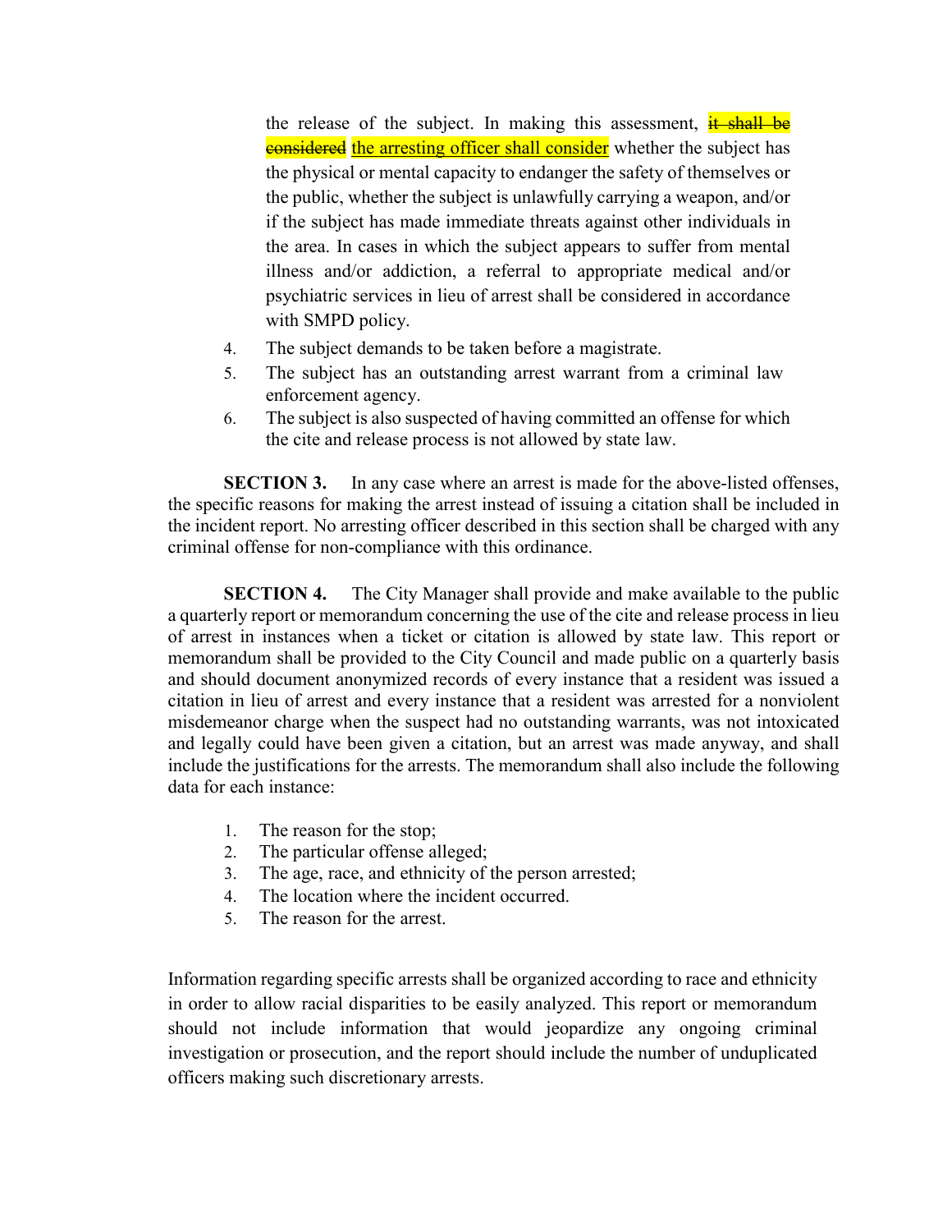the release of the subject. In making this assessment, ~~it shall be considered~~ <u>the arresting officer shall consider</u> whether the subject has the physical or mental capacity to endanger the safety of themselves or the public, whether the subject is unlawfully carrying a weapon, and/or if the subject has made immediate threats against other individuals in the area. In cases in which the subject appears to suffer from mental illness and/or addiction, a referral to appropriate medical and/or psychiatric services in lieu of arrest shall be considered in accordance with SMPD policy.

4. The subject demands to be taken before a magistrate.
5. The subject has an outstanding arrest warrant from a criminal law enforcement agency.
6. The subject is also suspected of having committed an offense for which the cite and release process is not allowed by state law.

**SECTION 3.** In any case where an arrest is made for the above-listed offenses, the specific reasons for making the arrest instead of issuing a citation shall be included in the incident report. No arresting officer described in this section shall be charged with any criminal offense for non-compliance with this ordinance.

**SECTION 4.** The City Manager shall provide and make available to the public a quarterly report or memorandum concerning the use of the cite and release process in lieu of arrest in instances when a ticket or citation is allowed by state law. This report or memorandum shall be provided to the City Council and made public on a quarterly basis and should document anonymized records of every instance that a resident was issued a citation in lieu of arrest and every instance that a resident was arrested for a nonviolent misdemeanor charge when the suspect had no outstanding warrants, was not intoxicated and legally could have been given a citation, but an arrest was made anyway, and shall include the justifications for the arrests. The memorandum shall also include the following data for each instance:

1. The reason for the stop;
2. The particular offense alleged;
3. The age, race, and ethnicity of the person arrested;
4. The location where the incident occurred.
5. The reason for the arrest.

Information regarding specific arrests shall be organized according to race and ethnicity in order to allow racial disparities to be easily analyzed. This report or memorandum should not include information that would jeopardize any ongoing criminal investigation or prosecution, and the report should include the number of unduplicated officers making such discretionary arrests.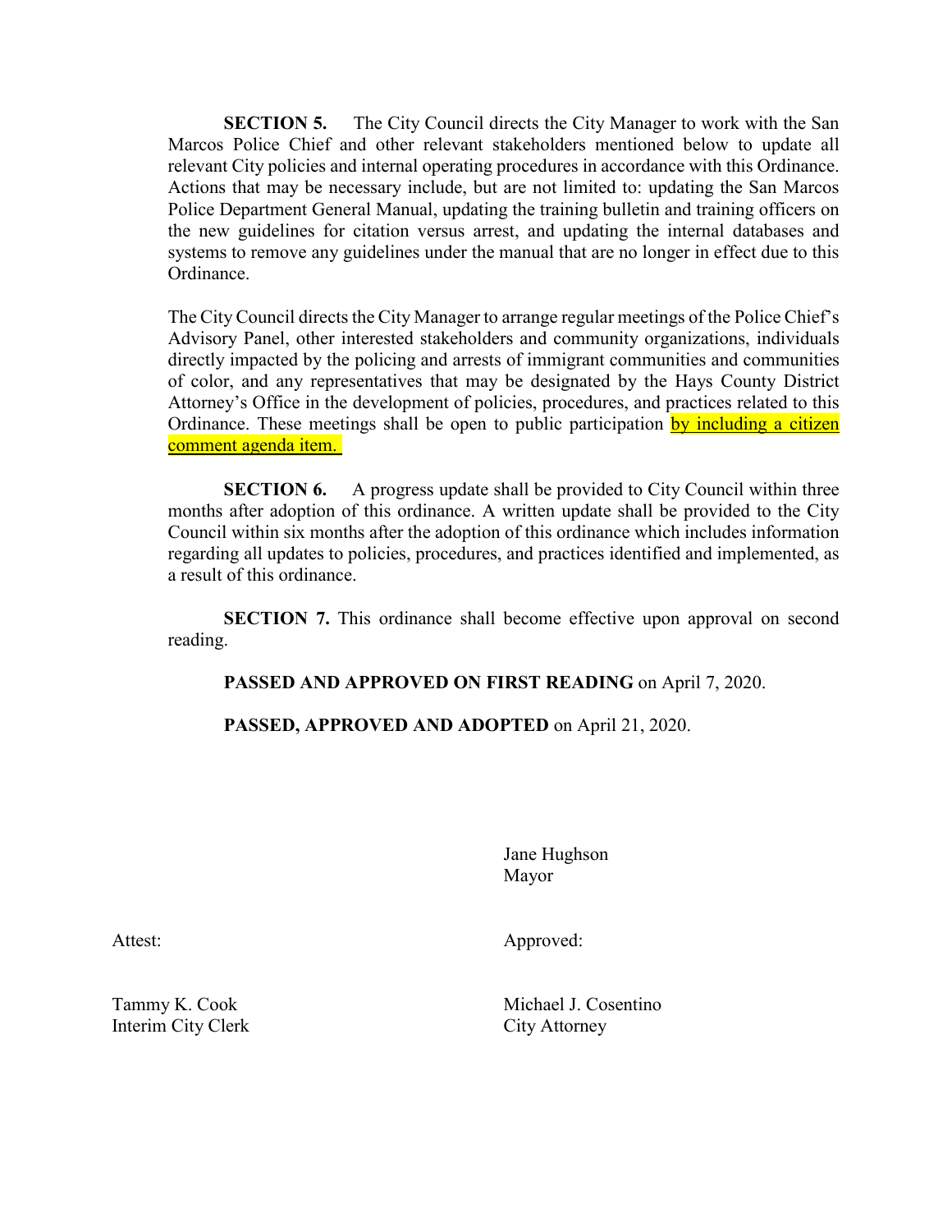**SECTION 5.** The City Council directs the City Manager to work with the San Marcos Police Chief and other relevant stakeholders mentioned below to update all relevant City policies and internal operating procedures in accordance with this Ordinance. Actions that may be necessary include, but are not limited to: updating the San Marcos Police Department General Manual, updating the training bulletin and training officers on the new guidelines for citation versus arrest, and updating the internal databases and systems to remove any guidelines under the manual that are no longer in effect due to this Ordinance.

The City Council directs the City Manager to arrange regular meetings of the Police Chief's Advisory Panel, other interested stakeholders and community organizations, individuals directly impacted by the policing and arrests of immigrant communities and communities of color, and any representatives that may be designated by the Hays County District Attorney's Office in the development of policies, procedures, and practices related to this Ordinance. These meetings shall be open to public participation by including a citizen comment agenda item.

**SECTION 6.** A progress update shall be provided to City Council within three months after adoption of this ordinance. A written update shall be provided to the City Council within six months after the adoption of this ordinance which includes information regarding all updates to policies, procedures, and practices identified and implemented, as a result of this ordinance.

**SECTION 7.** This ordinance shall become effective upon approval on second reading.

**PASSED AND APPROVED ON FIRST READING** on April 7, 2020.

**PASSED, APPROVED AND ADOPTED** on April 21, 2020.

Jane Hughson
Mayor

Attest:

Tammy K. Cook
Interim City Clerk

Approved:

Michael J. Cosentino
City Attorney